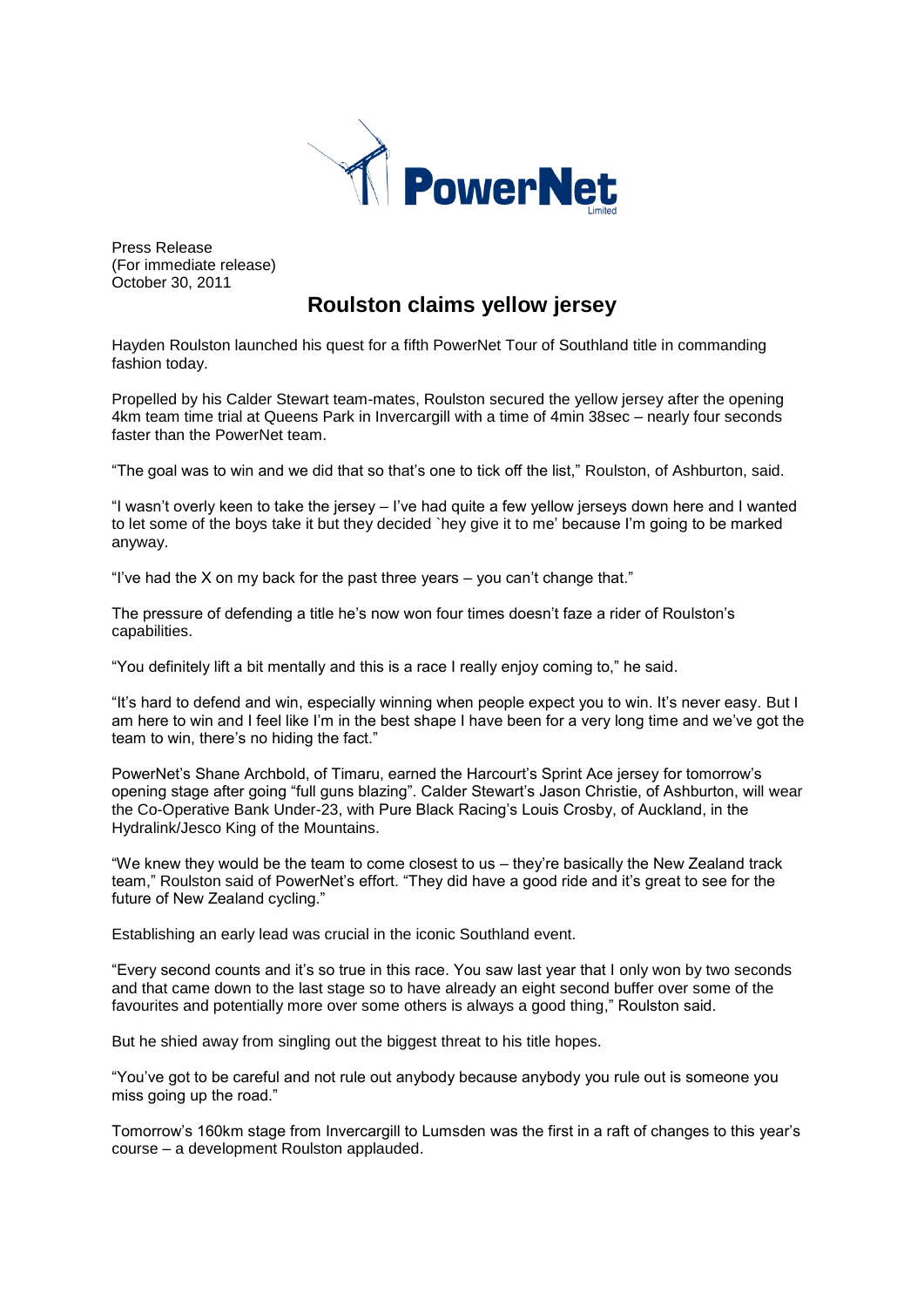PowerNet Limited

Press Release
(For immediate release)
October 30, 2011

# Roulston claims yellow jersey

Hayden Roulston launched his quest for a fifth PowerNet Tour of Southland title in commanding fashion today.

Propelled by his Calder Stewart team-mates, Roulston secured the yellow jersey after the opening 4km team time trial at Queens Park in Invercargill with a time of 4min 38sec – nearly four seconds faster than the PowerNet team.

"The goal was to win and we did that so that's one to tick off the list," Roulston, of Ashburton, said.

"I wasn't overly keen to take the jersey – I've had quite a few yellow jerseys down here and I wanted to let some of the boys take it but they decided `hey give it to me' because I'm going to be marked anyway.

"I've had the X on my back for the past three years – you can't change that."

The pressure of defending a title he's now won four times doesn't faze a rider of Roulston's capabilities.

"You definitely lift a bit mentally and this is a race I really enjoy coming to," he said.

"It's hard to defend and win, especially winning when people expect you to win. It's never easy. But I am here to win and I feel like I'm in the best shape I have been for a very long time and we've got the team to win, there's no hiding the fact."

PowerNet's Shane Archbold, of Timaru, earned the Harcourt's Sprint Ace jersey for tomorrow's opening stage after going "full guns blazing". Calder Stewart's Jason Christie, of Ashburton, will wear the Co-Operative Bank Under-23, with Pure Black Racing's Louis Crosby, of Auckland, in the Hydralink/Jesco King of the Mountains.

"We knew they would be the team to come closest to us – they're basically the New Zealand track team," Roulston said of PowerNet's effort. "They did have a good ride and it's great to see for the future of New Zealand cycling."

Establishing an early lead was crucial in the iconic Southland event.

"Every second counts and it's so true in this race. You saw last year that I only won by two seconds and that came down to the last stage so to have already an eight second buffer over some of the favourites and potentially more over some others is always a good thing," Roulston said.

But he shied away from singling out the biggest threat to his title hopes.

"You've got to be careful and not rule out anybody because anybody you rule out is someone you miss going up the road."

Tomorrow's 160km stage from Invercargill to Lumsden was the first in a raft of changes to this year's course – a development Roulston applauded.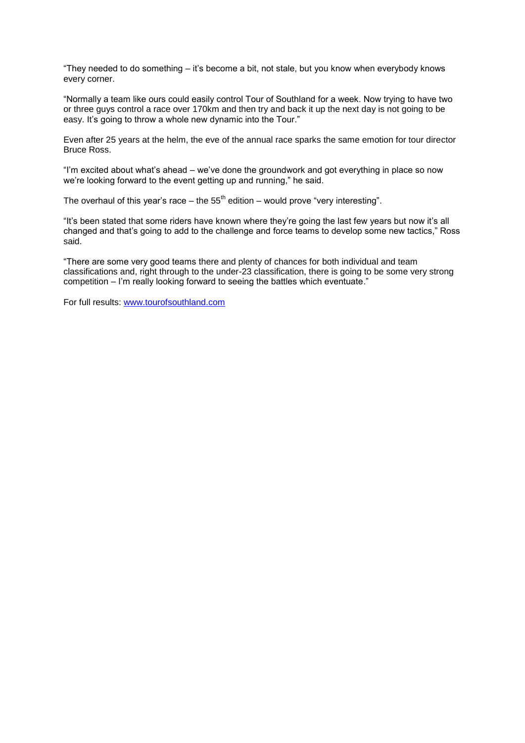"They needed to do something – it's become a bit, not stale, but you know when everybody knows every corner.

"Normally a team like ours could easily control Tour of Southland for a week. Now trying to have two or three guys control a race over 170km and then try and back it up the next day is not going to be easy. It's going to throw a whole new dynamic into the Tour."

Even after 25 years at the helm, the eve of the annual race sparks the same emotion for tour director Bruce Ross.

"I'm excited about what's ahead – we've done the groundwork and got everything in place so now we're looking forward to the event getting up and running," he said.

The overhaul of this year's race – the 55th edition – would prove "very interesting".

"It's been stated that some riders have known where they're going the last few years but now it's all changed and that's going to add to the challenge and force teams to develop some new tactics," Ross said.

"There are some very good teams there and plenty of chances for both individual and team classifications and, right through to the under-23 classification, there is going to be some very strong competition – I'm really looking forward to seeing the battles which eventuate."

For full results: [www.tourofsouthland.com](http://www.tourofsouthland.com)